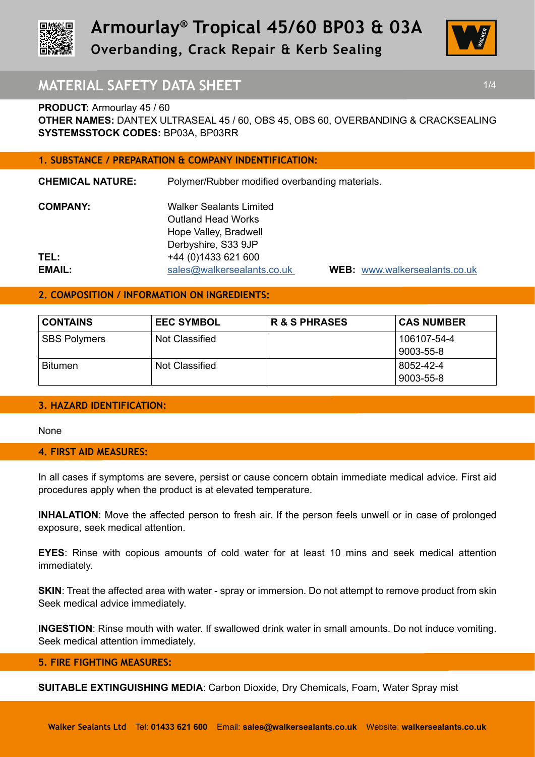# Armourlay® Tropical 45/60 BP03 & 03A

## Overbanding, Crack Repair & Kerb Sealing

## MATERIAL SAFETY DATA SHEET

**PRODUCT:** Armourlay 45 / 60
**OTHER NAMES:** DANTEX ULTRASEAL 45 / 60, OBS 45, OBS 60, OVERBANDING & CRACKSEALING
**SYSTEMSSTOCK CODES:** BP03A, BP03RR

### 1. SUBSTANCE / PREPARATION & COMPANY INDENTIFICATION:

**CHEMICAL NATURE:** Polymer/Rubber modified overbanding materials.

**COMPANY:** Walker Sealants Limited
Outland Head Works
Hope Valley, Bradwell
Derbyshire, S33 9JP

**TEL:** +44 (0)1433 621 600

**EMAIL:** sales@walkersealants.co.uk **WEB:** www.walkersealants.co.uk

### 2. COMPOSITION / INFORMATION ON INGREDIENTS:

| CONTAINS | EEC SYMBOL | R & S PHRASES | CAS NUMBER |
|---|---|---|---|
| SBS Polymers | Not Classified | | 106107-54-4<br>9003-55-8 |
| Bitumen | Not Classified | | 8052-42-4<br>9003-55-8 |

### 3. HAZARD IDENTIFICATION:

None

### 4. FIRST AID MEASURES:

In all cases if symptoms are severe, persist or cause concern obtain immediate medical advice. First aid procedures apply when the product is at elevated temperature.

**INHALATION**: Move the affected person to fresh air. If the person feels unwell or in case of prolonged exposure, seek medical attention.

**EYES**: Rinse with copious amounts of cold water for at least 10 mins and seek medical attention immediately.

**SKIN**: Treat the affected area with water - spray or immersion. Do not attempt to remove product from skin Seek medical advice immediately.

**INGESTION**: Rinse mouth with water. If swallowed drink water in small amounts. Do not induce vomiting. Seek medical attention immediately.

### 5. FIRE FIGHTING MEASURES:

**SUITABLE EXTINGUISHING MEDIA**: Carbon Dioxide, Dry Chemicals, Foam, Water Spray mist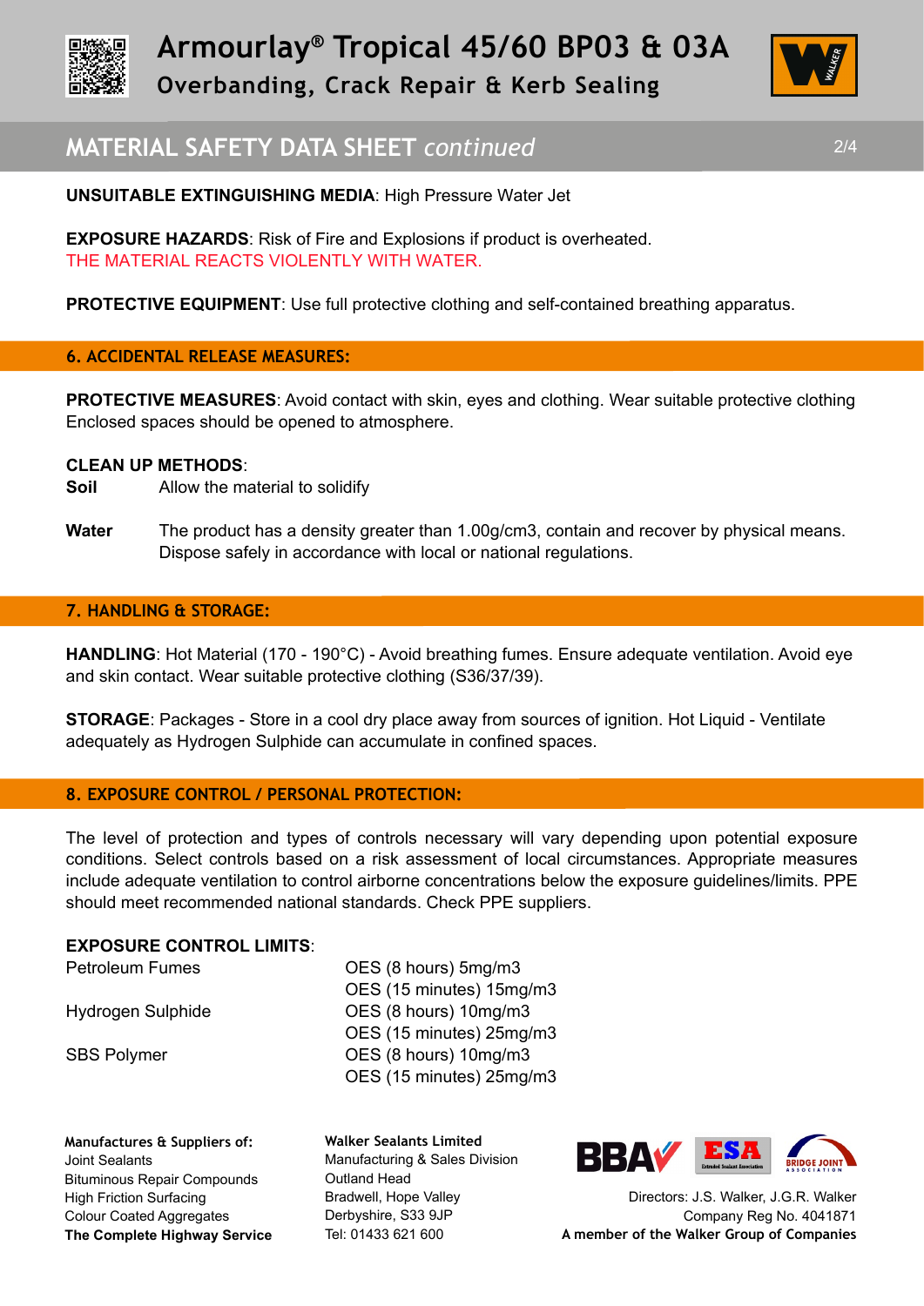**UNSUITABLE EXTINGUISHING MEDIA**: High Pressure Water Jet

**EXPOSURE HAZARDS**: Risk of Fire and Explosions if product is overheated.
THE MATERIAL REACTS VIOLENTLY WITH WATER.

**PROTECTIVE EQUIPMENT**: Use full protective clothing and self-contained breathing apparatus.

## 6. ACCIDENTAL RELEASE MEASURES:

**PROTECTIVE MEASURES**: Avoid contact with skin, eyes and clothing. Wear suitable protective clothing Enclosed spaces should be opened to atmosphere.

**CLEAN UP METHODS**:

**Soil** Allow the material to solidify

**Water** The product has a density greater than 1.00g/cm3, contain and recover by physical means. Dispose safely in accordance with local or national regulations.

## 7. HANDLING & STORAGE:

**HANDLING**: Hot Material (170 - 190°C) - Avoid breathing fumes. Ensure adequate ventilation. Avoid eye and skin contact. Wear suitable protective clothing (S36/37/39).

**STORAGE**: Packages - Store in a cool dry place away from sources of ignition. Hot Liquid - Ventilate adequately as Hydrogen Sulphide can accumulate in confined spaces.

## 8. EXPOSURE CONTROL / PERSONAL PROTECTION:

The level of protection and types of controls necessary will vary depending upon potential exposure conditions. Select controls based on a risk assessment of local circumstances. Appropriate measures include adequate ventilation to control airborne concentrations below the exposure guidelines/limits. PPE should meet recommended national standards. Check PPE suppliers.

**EXPOSURE CONTROL LIMITS**:

| | |
|---|---|
| Petroleum Fumes | OES (8 hours) 5mg/m3 |
| | OES (15 minutes) 15mg/m3 |
| Hydrogen Sulphide | OES (8 hours) 10mg/m3 |
| | OES (15 minutes) 25mg/m3 |
| SBS Polymer | OES (8 hours) 10mg/m3 |
| | OES (15 minutes) 25mg/m3 |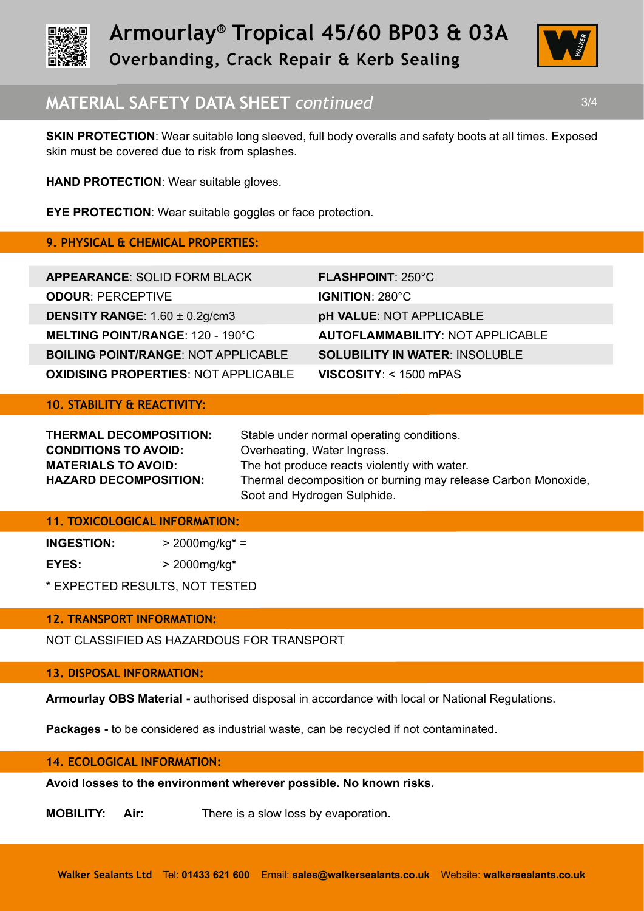**SKIN PROTECTION**: Wear suitable long sleeved, full body overalls and safety boots at all times. Exposed skin must be covered due to risk from splashes.

**HAND PROTECTION**: Wear suitable gloves.

**EYE PROTECTION**: Wear suitable goggles or face protection.

## 9. PHYSICAL & CHEMICAL PROPERTIES:

| | |
|---|---|
| **APPEARANCE**: SOLID FORM BLACK | **FLASHPOINT**: 250°C |
| **ODOUR**: PERCEPTIVE | **IGNITION**: 280°C |
| **DENSITY RANGE**: 1.60 ± 0.2g/cm3 | **pH VALUE**: NOT APPLICABLE |
| **MELTING POINT/RANGE**: 120 - 190°C | **AUTOFLAMMABILITY**: NOT APPLICABLE |
| **BOILING POINT/RANGE**: NOT APPLICABLE | **SOLUBILITY IN WATER**: INSOLUBLE |
| **OXIDISING PROPERTIES**: NOT APPLICABLE | **VISCOSITY**: < 1500 mPAS |

## 10. STABILITY & REACTIVITY:

**THERMAL DECOMPOSITION:** Stable under normal operating conditions.
**CONDITIONS TO AVOID:** Overheating, Water Ingress.
**MATERIALS TO AVOID:** The hot produce reacts violently with water.
**HAZARD DECOMPOSITION:** Thermal decomposition or burning may release Carbon Monoxide, Soot and Hydrogen Sulphide.

## 11. TOXICOLOGICAL INFORMATION:

**INGESTION:** > 2000mg/kg* =

**EYES:** > 2000mg/kg*

* EXPECTED RESULTS, NOT TESTED

## 12. TRANSPORT INFORMATION:

NOT CLASSIFIED AS HAZARDOUS FOR TRANSPORT

## 13. DISPOSAL INFORMATION:

**Armourlay OBS Material -** authorised disposal in accordance with local or National Regulations.

**Packages -** to be considered as industrial waste, can be recycled if not contaminated.

## 14. ECOLOGICAL INFORMATION:

**Avoid losses to the environment wherever possible. No known risks.**

**MOBILITY: Air:** There is a slow loss by evaporation.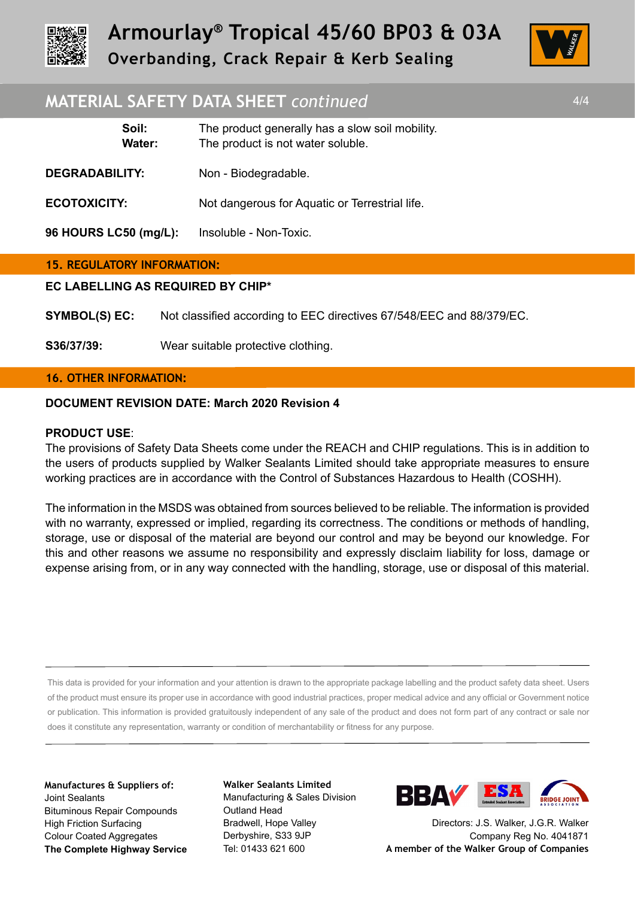**Soil:** The product generally has a slow soil mobility.
**Water:** The product is not water soluble.

**DEGRADABILITY:** Non - Biodegradable.

**ECOTOXICITY:** Not dangerous for Aquatic or Terrestrial life.

**96 HOURS LC50 (mg/L):** Insoluble - Non-Toxic.

## 15. REGULATORY INFORMATION:

**EC LABELLING AS REQUIRED BY CHIP***

**SYMBOL(S) EC:** Not classified according to EEC directives 67/548/EEC and 88/379/EC.

**S36/37/39:** Wear suitable protective clothing.

## 16. OTHER INFORMATION:

**DOCUMENT REVISION DATE: March 2020 Revision 4**

**PRODUCT USE**:
The provisions of Safety Data Sheets come under the REACH and CHIP regulations. This is in addition to the users of products supplied by Walker Sealants Limited should take appropriate measures to ensure working practices are in accordance with the Control of Substances Hazardous to Health (COSHH).

The information in the MSDS was obtained from sources believed to be reliable. The information is provided with no warranty, expressed or implied, regarding its correctness. The conditions or methods of handling, storage, use or disposal of the material are beyond our control and may be beyond our knowledge. For this and other reasons we assume no responsibility and expressly disclaim liability for loss, damage or expense arising from, or in any way connected with the handling, storage, use or disposal of this material.

---

This data is provided for your information and your attention is drawn to the appropriate package labelling and the product safety data sheet. Users of the product must ensure its proper use in accordance with good industrial practices, proper medical advice and any official or Government notice or publication. This information is provided gratuitously independent of any sale of the product and does not form part of any contract or sale nor does it constitute any representation, warranty or condition of merchantability or fitness for any purpose.

---

**Manufactures & Suppliers of:**
Joint Sealants
Bituminous Repair Compounds
High Friction Surfacing
Colour Coated Aggregates
**The Complete Highway Service**

**Walker Sealants Limited**
Manufacturing & Sales Division
Outland Head
Bradwell, Hope Valley
Derbyshire, S33 9JP
Tel: 01433 621 600

Directors: J.S. Walker, J.G.R. Walker
Company Reg No. 4041871
**A member of the Walker Group of Companies**